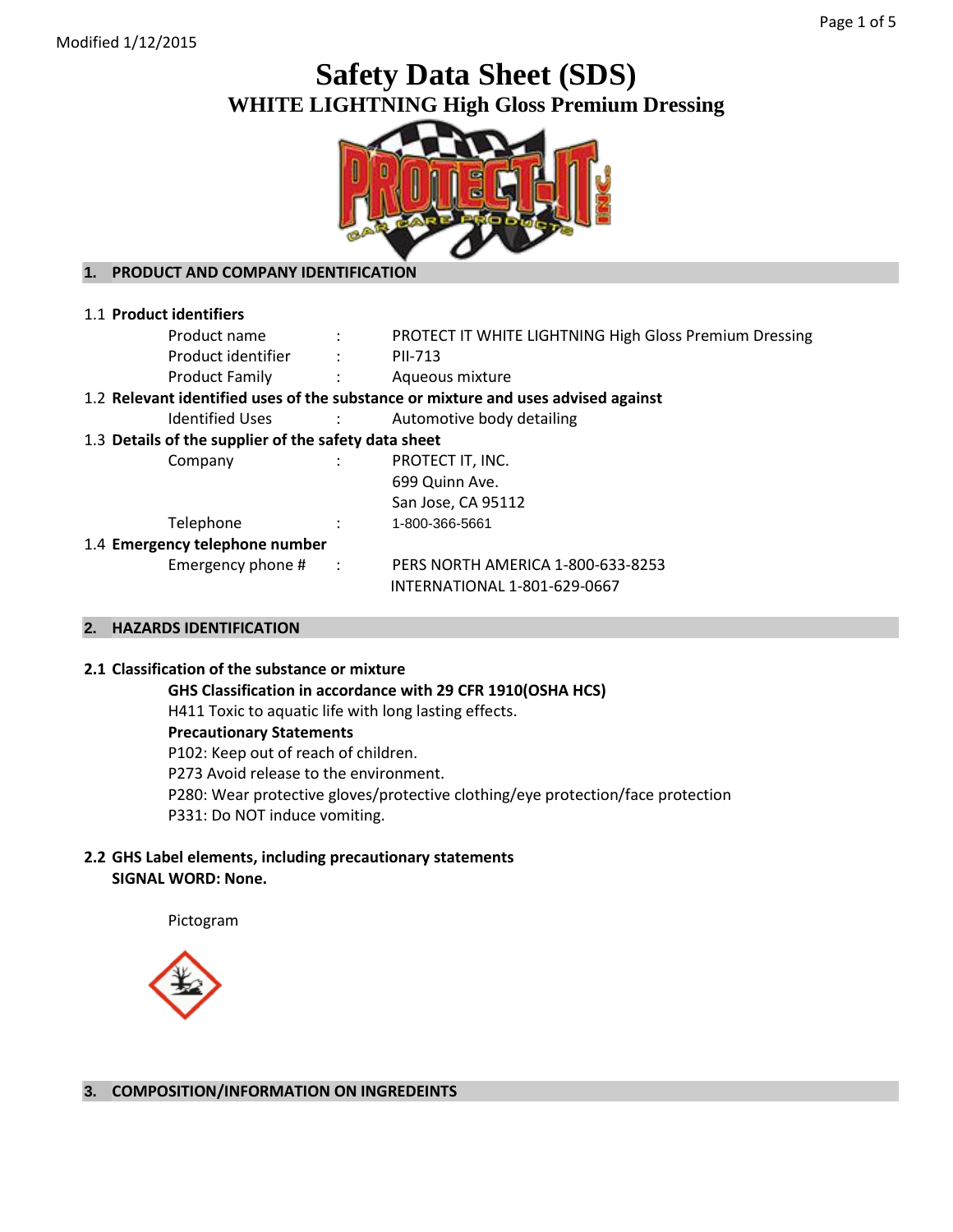Modified 1/12/2015

# Safety Data Sheet (SDS)

## WHITE LIGHTNING High Gloss Premium Dressing

## 1. PRODUCT AND COMPANY IDENTIFICATION

**1.1 Product identifiers**

| | | |
|---|---|---|
| Product name | : | PROTECT IT WHITE LIGHTNING High Gloss Premium Dressing |
| Product identifier | : | PII-713 |
| Product Family | : | Aqueous mixture |

**1.2 Relevant identified uses of the substance or mixture and uses advised against**

| | | |
|---|---|---|
| Identified Uses | : | Automotive body detailing |

**1.3 Details of the supplier of the safety data sheet**

| | | |
|---|---|---|
| Company | : | PROTECT IT, INC.<br>699 Quinn Ave.<br>San Jose, CA 95112 |
| Telephone | : | 1-800-366-5661 |

**1.4 Emergency telephone number**

| | | |
|---|---|---|
| Emergency phone # | : | PERS NORTH AMERICA 1-800-633-8253<br>INTERNATIONAL 1-801-629-0667 |

## 2. HAZARDS IDENTIFICATION

**2.1 Classification of the substance or mixture**

**GHS Classification in accordance with 29 CFR 1910(OSHA HCS)**

H411 Toxic to aquatic life with long lasting effects.

**Precautionary Statements**

P102: Keep out of reach of children.

P273 Avoid release to the environment.

P280: Wear protective gloves/protective clothing/eye protection/face protection

P331: Do NOT induce vomiting.

**2.2 GHS Label elements, including precautionary statements**

**SIGNAL WORD: None.**

Pictogram

## 3. COMPOSITION/INFORMATION ON INGREDEINTS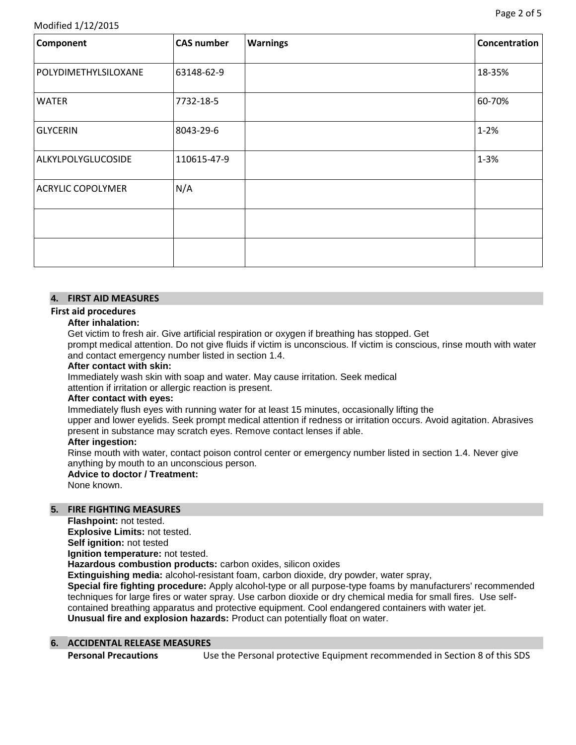Modified 1/12/2015

| Component | CAS number | Warnings | Concentration |
|---|---|---|---|
| POLYDIMETHYLSILOXANE | 63148-62-9 | | 18-35% |
| WATER | 7732-18-5 | | 60-70% |
| GLYCERIN | 8043-29-6 | | 1-2% |
| ALKYLPOLYGLUCOSIDE | 110615-47-9 | | 1-3% |
| ACRYLIC COPOLYMER | N/A | | |
| | | | |
| | | | |

## 4. FIRST AID MEASURES

**First aid procedures**

**After inhalation:**
Get victim to fresh air. Give artificial respiration or oxygen if breathing has stopped. Get prompt medical attention. Do not give fluids if victim is unconscious. If victim is conscious, rinse mouth with water and contact emergency number listed in section 1.4.

**After contact with skin:**
Immediately wash skin with soap and water. May cause irritation. Seek medical attention if irritation or allergic reaction is present.

**After contact with eyes:**
Immediately flush eyes with running water for at least 15 minutes, occasionally lifting the upper and lower eyelids. Seek prompt medical attention if redness or irritation occurs. Avoid agitation. Abrasives present in substance may scratch eyes. Remove contact lenses if able.

**After ingestion:**
Rinse mouth with water, contact poison control center or emergency number listed in section 1.4. Never give anything by mouth to an unconscious person.

**Advice to doctor / Treatment:**
None known.

## 5. FIRE FIGHTING MEASURES

**Flashpoint:** not tested.
**Explosive Limits:** not tested.
**Self ignition:** not tested
**Ignition temperature:** not tested.
**Hazardous combustion products:** carbon oxides, silicon oxides
**Extinguishing media:** alcohol-resistant foam, carbon dioxide, dry powder, water spray,
**Special fire fighting procedure:** Apply alcohol-type or all purpose-type foams by manufacturers' recommended techniques for large fires or water spray. Use carbon dioxide or dry chemical media for small fires. Use self-contained breathing apparatus and protective equipment. Cool endangered containers with water jet.
**Unusual fire and explosion hazards:** Product can potentially float on water.

## 6. ACCIDENTAL RELEASE MEASURES

**Personal Precautions** Use the Personal protective Equipment recommended in Section 8 of this SDS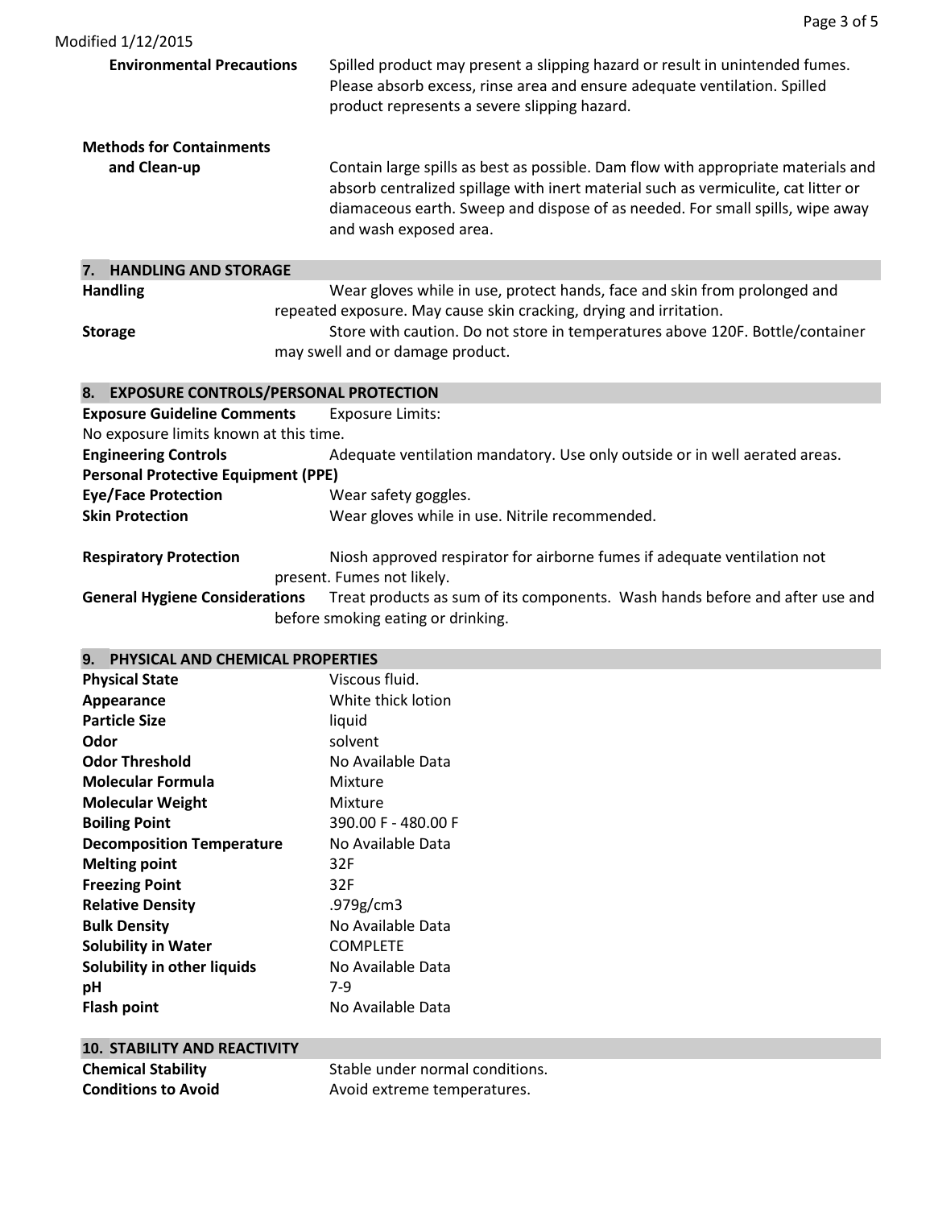Modified 1/12/2015

**Environmental Precautions** Spilled product may present a slipping hazard or result in unintended fumes. Please absorb excess, rinse area and ensure adequate ventilation. Spilled product represents a severe slipping hazard.

**Methods for Containments and Clean-up** Contain large spills as best as possible. Dam flow with appropriate materials and absorb centralized spillage with inert material such as vermiculite, cat litter or diamaceous earth. Sweep and dispose of as needed. For small spills, wipe away and wash exposed area.

## 7. HANDLING AND STORAGE

**Handling** Wear gloves while in use, protect hands, face and skin from prolonged and repeated exposure. May cause skin cracking, drying and irritation.

**Storage** Store with caution. Do not store in temperatures above 120F. Bottle/container may swell and or damage product.

## 8. EXPOSURE CONTROLS/PERSONAL PROTECTION

**Exposure Guideline Comments** Exposure Limits:
No exposure limits known at this time.

**Engineering Controls** Adequate ventilation mandatory. Use only outside or in well aerated areas.

**Personal Protective Equipment (PPE)**

**Eye/Face Protection** Wear safety goggles.

**Skin Protection** Wear gloves while in use. Nitrile recommended.

**Respiratory Protection** Niosh approved respirator for airborne fumes if adequate ventilation not present. Fumes not likely.

**General Hygiene Considerations** Treat products as sum of its components. Wash hands before and after use and before smoking eating or drinking.

## 9. PHYSICAL AND CHEMICAL PROPERTIES

| | |
|---|---|
| **Physical State** | Viscous fluid. |
| **Appearance** | White thick lotion |
| **Particle Size** | liquid |
| **Odor** | solvent |
| **Odor Threshold** | No Available Data |
| **Molecular Formula** | Mixture |
| **Molecular Weight** | Mixture |
| **Boiling Point** | 390.00 F - 480.00 F |
| **Decomposition Temperature** | No Available Data |
| **Melting point** | 32F |
| **Freezing Point** | 32F |
| **Relative Density** | .979g/cm3 |
| **Bulk Density** | No Available Data |
| **Solubility in Water** | COMPLETE |
| **Solubility in other liquids** | No Available Data |
| **pH** | 7-9 |
| **Flash point** | No Available Data |

## 10. STABILITY AND REACTIVITY

| | |
|---|---|
| **Chemical Stability** | Stable under normal conditions. |
| **Conditions to Avoid** | Avoid extreme temperatures. |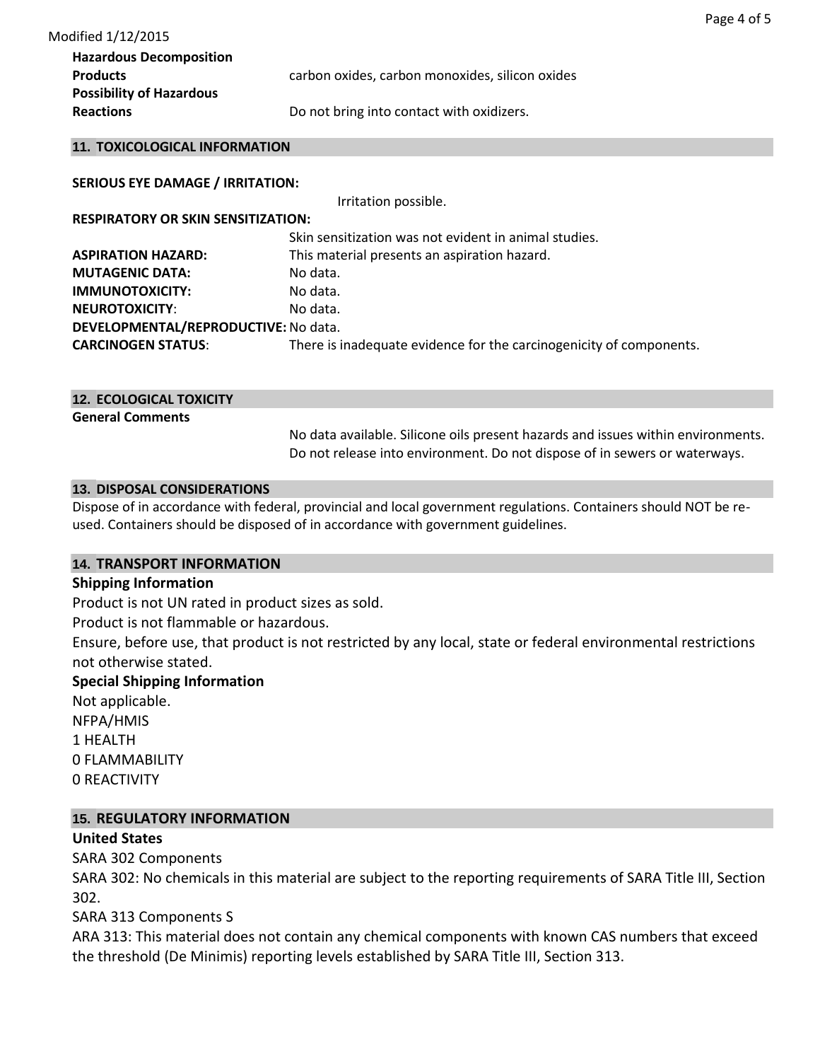Modified 1/12/2015

**Hazardous Decomposition Products** carbon oxides, carbon monoxides, silicon oxides

**Possibility of Hazardous Reactions** Do not bring into contact with oxidizers.

## 11. TOXICOLOGICAL INFORMATION

**SERIOUS EYE DAMAGE / IRRITATION:**

Irritation possible.

**RESPIRATORY OR SKIN SENSITIZATION:**

Skin sensitization was not evident in animal studies.

**ASPIRATION HAZARD:** This material presents an aspiration hazard.

**MUTAGENIC DATA:** No data.

**IMMUNOTOXICITY:** No data.

**NEUROTOXICITY**: No data.

**DEVELOPMENTAL/REPRODUCTIVE:** No data.

**CARCINOGEN STATUS**: There is inadequate evidence for the carcinogenicity of components.

## 12. ECOLOGICAL TOXICITY

**General Comments**

No data available. Silicone oils present hazards and issues within environments. Do not release into environment. Do not dispose of in sewers or waterways.

## 13. DISPOSAL CONSIDERATIONS

Dispose of in accordance with federal, provincial and local government regulations. Containers should NOT be re-used. Containers should be disposed of in accordance with government guidelines.

## 14. TRANSPORT INFORMATION

**Shipping Information**

Product is not UN rated in product sizes as sold.

Product is not flammable or hazardous.

Ensure, before use, that product is not restricted by any local, state or federal environmental restrictions not otherwise stated.

**Special Shipping Information**

Not applicable.

NFPA/HMIS

1 HEALTH

0 FLAMMABILITY

0 REACTIVITY

## 15. REGULATORY INFORMATION

**United States**

SARA 302 Components

SARA 302: No chemicals in this material are subject to the reporting requirements of SARA Title III, Section 302.

SARA 313 Components S

ARA 313: This material does not contain any chemical components with known CAS numbers that exceed the threshold (De Minimis) reporting levels established by SARA Title III, Section 313.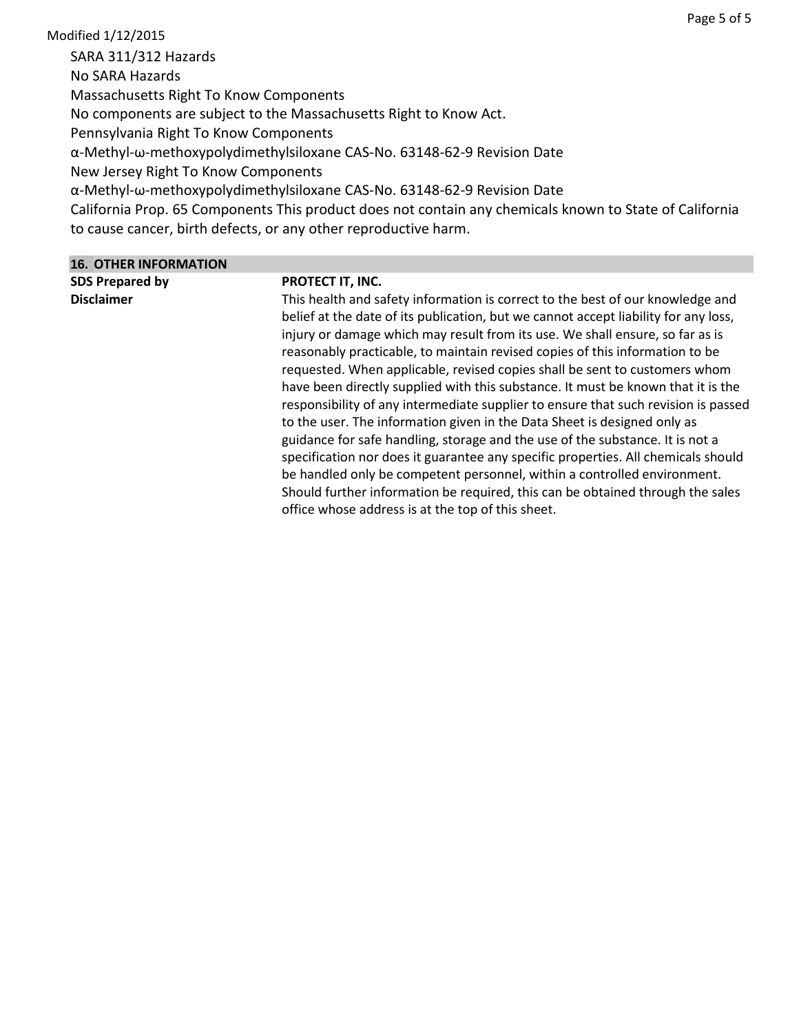Modified 1/12/2015

SARA 311/312 Hazards

No SARA Hazards

Massachusetts Right To Know Components

No components are subject to the Massachusetts Right to Know Act.

Pennsylvania Right To Know Components

α-Methyl-ω-methoxypolydimethylsiloxane CAS-No. 63148-62-9 Revision Date

New Jersey Right To Know Components

α-Methyl-ω-methoxypolydimethylsiloxane CAS-No. 63148-62-9 Revision Date

California Prop. 65 Components This product does not contain any chemicals known to State of California to cause cancer, birth defects, or any other reproductive harm.

## 16. OTHER INFORMATION

| | |
|---|---|
| **SDS Prepared by** | **PROTECT IT, INC.** |
| **Disclaimer** | This health and safety information is correct to the best of our knowledge and belief at the date of its publication, but we cannot accept liability for any loss, injury or damage which may result from its use. We shall ensure, so far as is reasonably practicable, to maintain revised copies of this information to be requested. When applicable, revised copies shall be sent to customers whom have been directly supplied with this substance. It must be known that it is the responsibility of any intermediate supplier to ensure that such revision is passed to the user. The information given in the Data Sheet is designed only as guidance for safe handling, storage and the use of the substance. It is not a specification nor does it guarantee any specific properties. All chemicals should be handled only be competent personnel, within a controlled environment. Should further information be required, this can be obtained through the sales office whose address is at the top of this sheet. |